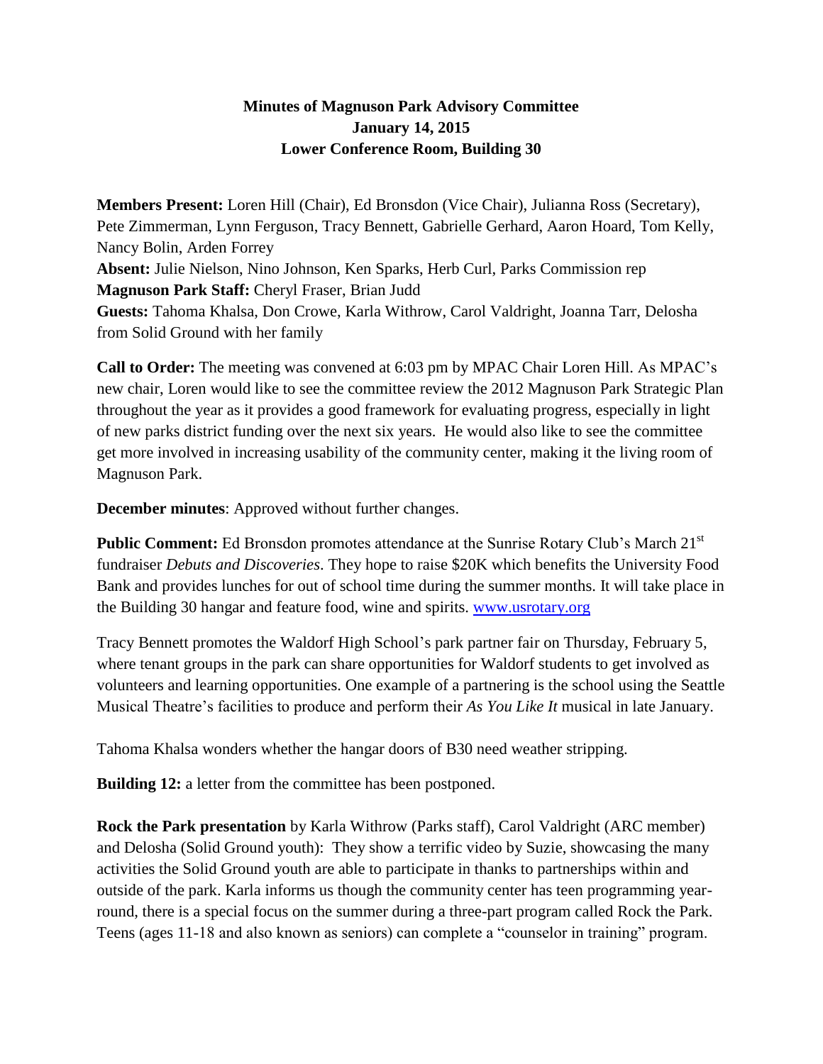# Minutes of Magnuson Park Advisory Committee
## January 14, 2015
## Lower Conference Room, Building 30

**Members Present:** Loren Hill (Chair), Ed Bronsdon (Vice Chair), Julianna Ross (Secretary), Pete Zimmerman, Lynn Ferguson, Tracy Bennett, Gabrielle Gerhard, Aaron Hoard, Tom Kelly, Nancy Bolin, Arden Forrey
**Absent:** Julie Nielson, Nino Johnson, Ken Sparks, Herb Curl, Parks Commission rep
**Magnuson Park Staff:** Cheryl Fraser, Brian Judd
**Guests:** Tahoma Khalsa, Don Crowe, Karla Withrow, Carol Valdright, Joanna Tarr, Delosha from Solid Ground with her family

**Call to Order:** The meeting was convened at 6:03 pm by MPAC Chair Loren Hill. As MPAC's new chair, Loren would like to see the committee review the 2012 Magnuson Park Strategic Plan throughout the year as it provides a good framework for evaluating progress, especially in light of new parks district funding over the next six years. He would also like to see the committee get more involved in increasing usability of the community center, making it the living room of Magnuson Park.

**December minutes**: Approved without further changes.

**Public Comment:** Ed Bronsdon promotes attendance at the Sunrise Rotary Club's March 21st fundraiser *Debuts and Discoveries*. They hope to raise $20K which benefits the University Food Bank and provides lunches for out of school time during the summer months. It will take place in the Building 30 hangar and feature food, wine and spirits. www.usrotary.org

Tracy Bennett promotes the Waldorf High School's park partner fair on Thursday, February 5, where tenant groups in the park can share opportunities for Waldorf students to get involved as volunteers and learning opportunities. One example of a partnering is the school using the Seattle Musical Theatre's facilities to produce and perform their *As You Like It* musical in late January.

Tahoma Khalsa wonders whether the hangar doors of B30 need weather stripping.

**Building 12:** a letter from the committee has been postponed.

**Rock the Park presentation** by Karla Withrow (Parks staff), Carol Valdright (ARC member) and Delosha (Solid Ground youth): They show a terrific video by Suzie, showcasing the many activities the Solid Ground youth are able to participate in thanks to partnerships within and outside of the park. Karla informs us though the community center has teen programming year-round, there is a special focus on the summer during a three-part program called Rock the Park. Teens (ages 11-18 and also known as seniors) can complete a "counselor in training" program.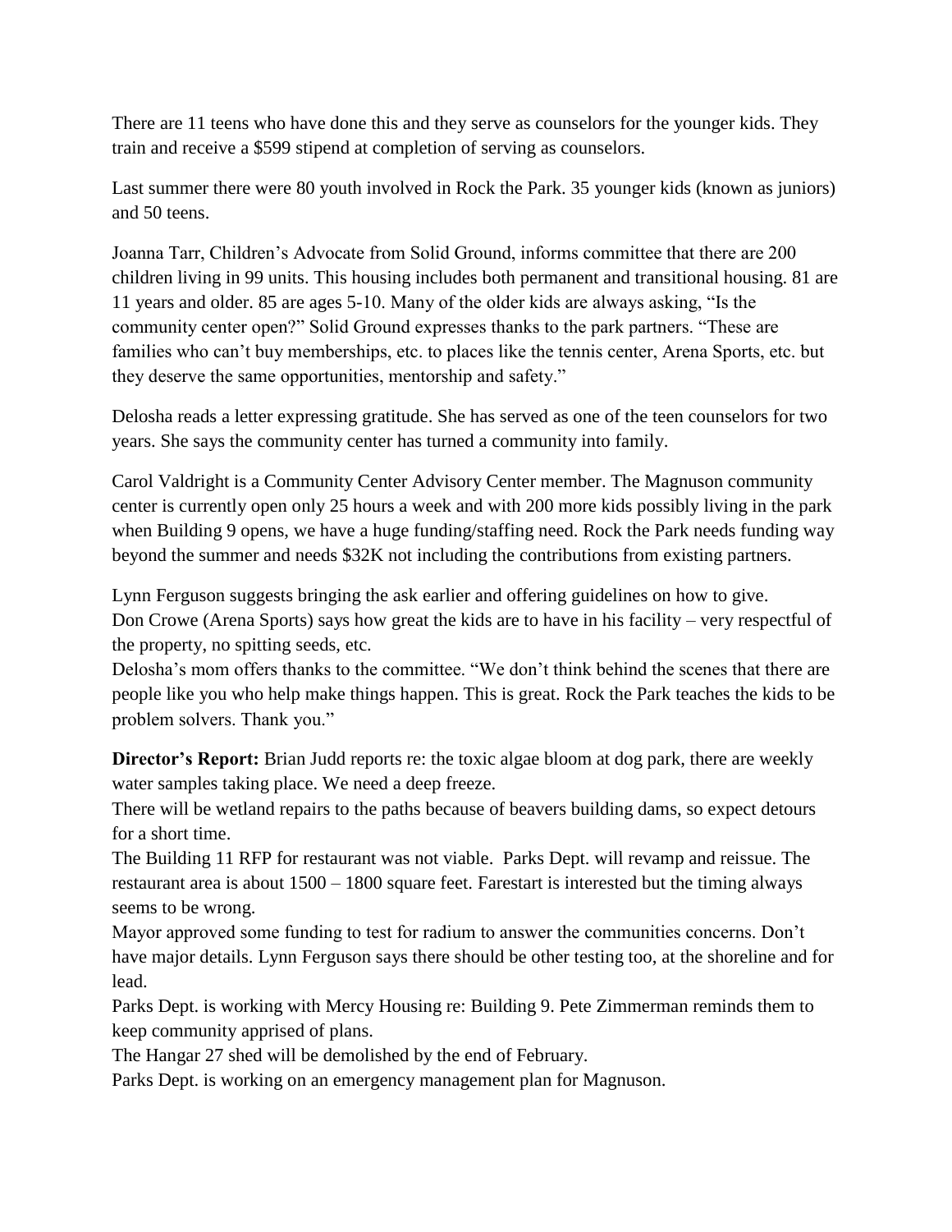There are 11 teens who have done this and they serve as counselors for the younger kids. They train and receive a $599 stipend at completion of serving as counselors.

Last summer there were 80 youth involved in Rock the Park. 35 younger kids (known as juniors) and 50 teens.

Joanna Tarr, Children's Advocate from Solid Ground, informs committee that there are 200 children living in 99 units. This housing includes both permanent and transitional housing. 81 are 11 years and older. 85 are ages 5-10. Many of the older kids are always asking, "Is the community center open?" Solid Ground expresses thanks to the park partners. "These are families who can't buy memberships, etc. to places like the tennis center, Arena Sports, etc. but they deserve the same opportunities, mentorship and safety."

Delosha reads a letter expressing gratitude. She has served as one of the teen counselors for two years. She says the community center has turned a community into family.

Carol Valdright is a Community Center Advisory Center member. The Magnuson community center is currently open only 25 hours a week and with 200 more kids possibly living in the park when Building 9 opens, we have a huge funding/staffing need. Rock the Park needs funding way beyond the summer and needs $32K not including the contributions from existing partners.

Lynn Ferguson suggests bringing the ask earlier and offering guidelines on how to give.
Don Crowe (Arena Sports) says how great the kids are to have in his facility – very respectful of the property, no spitting seeds, etc.
Delosha's mom offers thanks to the committee. "We don't think behind the scenes that there are people like you who help make things happen. This is great. Rock the Park teaches the kids to be problem solvers. Thank you."

**Director's Report:** Brian Judd reports re: the toxic algae bloom at dog park, there are weekly water samples taking place. We need a deep freeze.
There will be wetland repairs to the paths because of beavers building dams, so expect detours for a short time.
The Building 11 RFP for restaurant was not viable. Parks Dept. will revamp and reissue. The restaurant area is about 1500 – 1800 square feet. Farestart is interested but the timing always seems to be wrong.
Mayor approved some funding to test for radium to answer the communities concerns. Don't have major details. Lynn Ferguson says there should be other testing too, at the shoreline and for lead.
Parks Dept. is working with Mercy Housing re: Building 9. Pete Zimmerman reminds them to keep community apprised of plans.
The Hangar 27 shed will be demolished by the end of February.
Parks Dept. is working on an emergency management plan for Magnuson.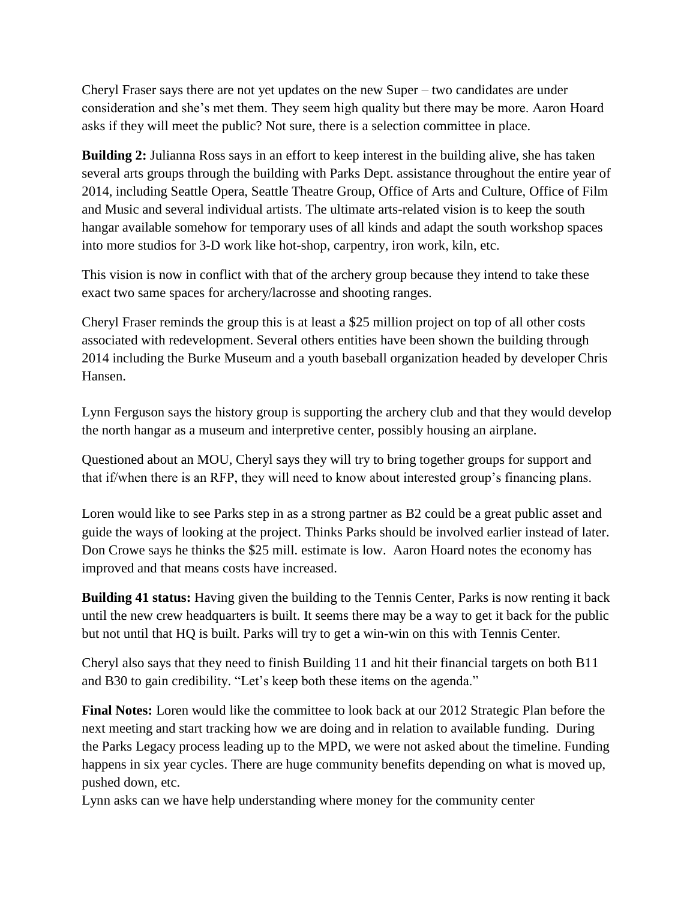Cheryl Fraser says there are not yet updates on the new Super – two candidates are under consideration and she's met them. They seem high quality but there may be more. Aaron Hoard asks if they will meet the public? Not sure, there is a selection committee in place.

**Building 2:** Julianna Ross says in an effort to keep interest in the building alive, she has taken several arts groups through the building with Parks Dept. assistance throughout the entire year of 2014, including Seattle Opera, Seattle Theatre Group, Office of Arts and Culture, Office of Film and Music and several individual artists. The ultimate arts-related vision is to keep the south hangar available somehow for temporary uses of all kinds and adapt the south workshop spaces into more studios for 3-D work like hot-shop, carpentry, iron work, kiln, etc.

This vision is now in conflict with that of the archery group because they intend to take these exact two same spaces for archery/lacrosse and shooting ranges.

Cheryl Fraser reminds the group this is at least a $25 million project on top of all other costs associated with redevelopment. Several others entities have been shown the building through 2014 including the Burke Museum and a youth baseball organization headed by developer Chris Hansen.

Lynn Ferguson says the history group is supporting the archery club and that they would develop the north hangar as a museum and interpretive center, possibly housing an airplane.

Questioned about an MOU, Cheryl says they will try to bring together groups for support and that if/when there is an RFP, they will need to know about interested group's financing plans.

Loren would like to see Parks step in as a strong partner as B2 could be a great public asset and guide the ways of looking at the project. Thinks Parks should be involved earlier instead of later. Don Crowe says he thinks the $25 mill. estimate is low. Aaron Hoard notes the economy has improved and that means costs have increased.

**Building 41 status:** Having given the building to the Tennis Center, Parks is now renting it back until the new crew headquarters is built. It seems there may be a way to get it back for the public but not until that HQ is built. Parks will try to get a win-win on this with Tennis Center.

Cheryl also says that they need to finish Building 11 and hit their financial targets on both B11 and B30 to gain credibility. "Let's keep both these items on the agenda."

**Final Notes:** Loren would like the committee to look back at our 2012 Strategic Plan before the next meeting and start tracking how we are doing and in relation to available funding. During the Parks Legacy process leading up to the MPD, we were not asked about the timeline. Funding happens in six year cycles. There are huge community benefits depending on what is moved up, pushed down, etc.

Lynn asks can we have help understanding where money for the community center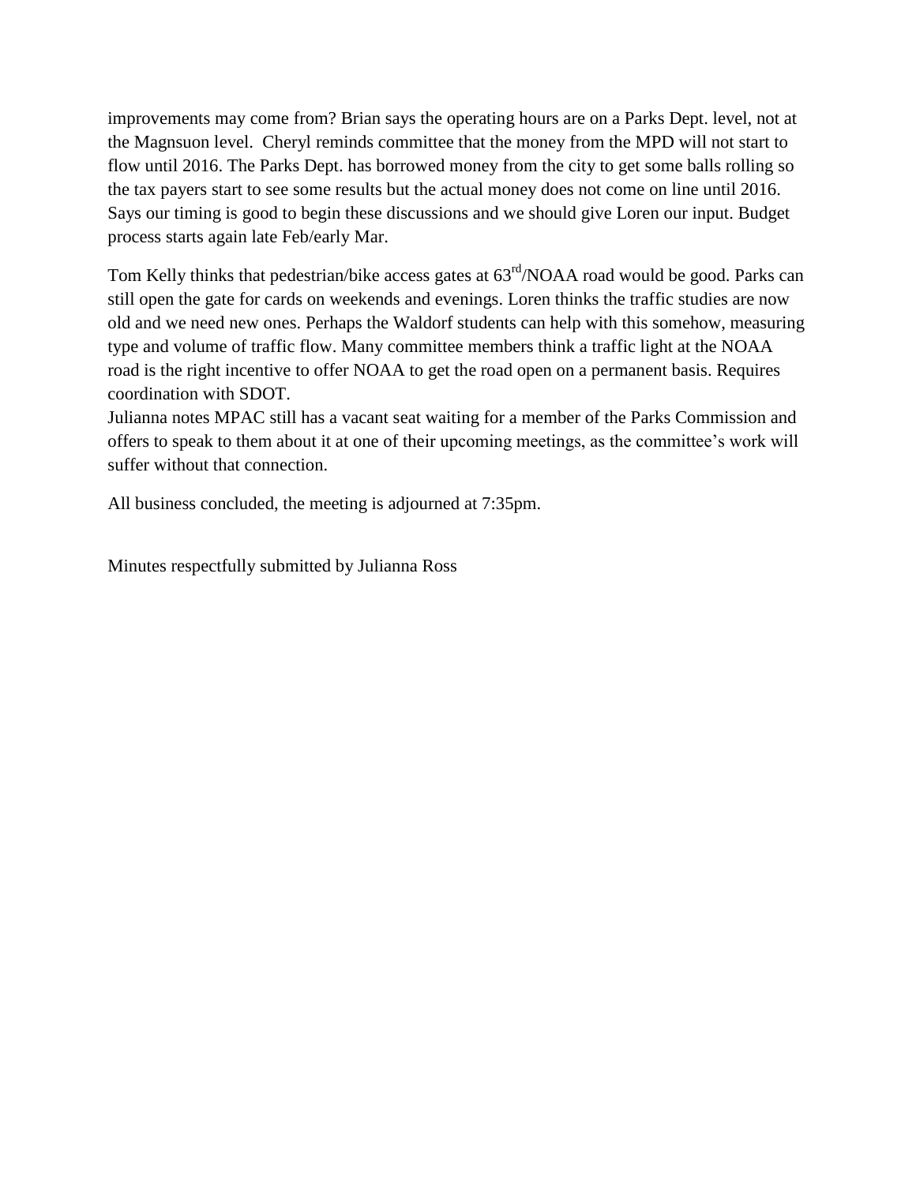improvements may come from? Brian says the operating hours are on a Parks Dept. level, not at the Magnsuon level. Cheryl reminds committee that the money from the MPD will not start to flow until 2016. The Parks Dept. has borrowed money from the city to get some balls rolling so the tax payers start to see some results but the actual money does not come on line until 2016. Says our timing is good to begin these discussions and we should give Loren our input. Budget process starts again late Feb/early Mar.

Tom Kelly thinks that pedestrian/bike access gates at 63rd/NOAA road would be good. Parks can still open the gate for cards on weekends and evenings. Loren thinks the traffic studies are now old and we need new ones. Perhaps the Waldorf students can help with this somehow, measuring type and volume of traffic flow. Many committee members think a traffic light at the NOAA road is the right incentive to offer NOAA to get the road open on a permanent basis. Requires coordination with SDOT.

Julianna notes MPAC still has a vacant seat waiting for a member of the Parks Commission and offers to speak to them about it at one of their upcoming meetings, as the committee's work will suffer without that connection.

All business concluded, the meeting is adjourned at 7:35pm.

Minutes respectfully submitted by Julianna Ross